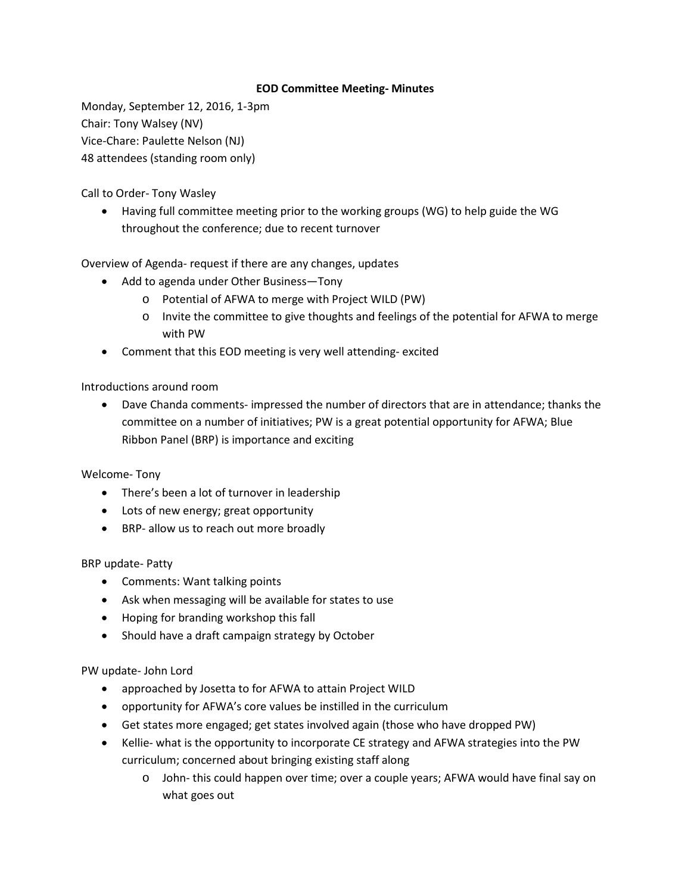**EOD Committee Meeting- Minutes**

Monday, September 12, 2016, 1-3pm
Chair: Tony Walsey (NV)
Vice-Chare: Paulette Nelson (NJ)
48 attendees (standing room only)

Call to Order- Tony Wasley

- Having full committee meeting prior to the working groups (WG) to help guide the WG throughout the conference; due to recent turnover

Overview of Agenda- request if there are any changes, updates

- Add to agenda under Other Business—Tony
  - Potential of AFWA to merge with Project WILD (PW)
  - Invite the committee to give thoughts and feelings of the potential for AFWA to merge with PW
- Comment that this EOD meeting is very well attending- excited

Introductions around room

- Dave Chanda comments- impressed the number of directors that are in attendance; thanks the committee on a number of initiatives; PW is a great potential opportunity for AFWA; Blue Ribbon Panel (BRP) is importance and exciting

Welcome- Tony

- There's been a lot of turnover in leadership
- Lots of new energy; great opportunity
- BRP- allow us to reach out more broadly

BRP update- Patty

- Comments: Want talking points
- Ask when messaging will be available for states to use
- Hoping for branding workshop this fall
- Should have a draft campaign strategy by October

PW update- John Lord

- approached by Josetta to for AFWA to attain Project WILD
- opportunity for AFWA's core values be instilled in the curriculum
- Get states more engaged; get states involved again (those who have dropped PW)
- Kellie- what is the opportunity to incorporate CE strategy and AFWA strategies into the PW curriculum; concerned about bringing existing staff along
  - John- this could happen over time; over a couple years; AFWA would have final say on what goes out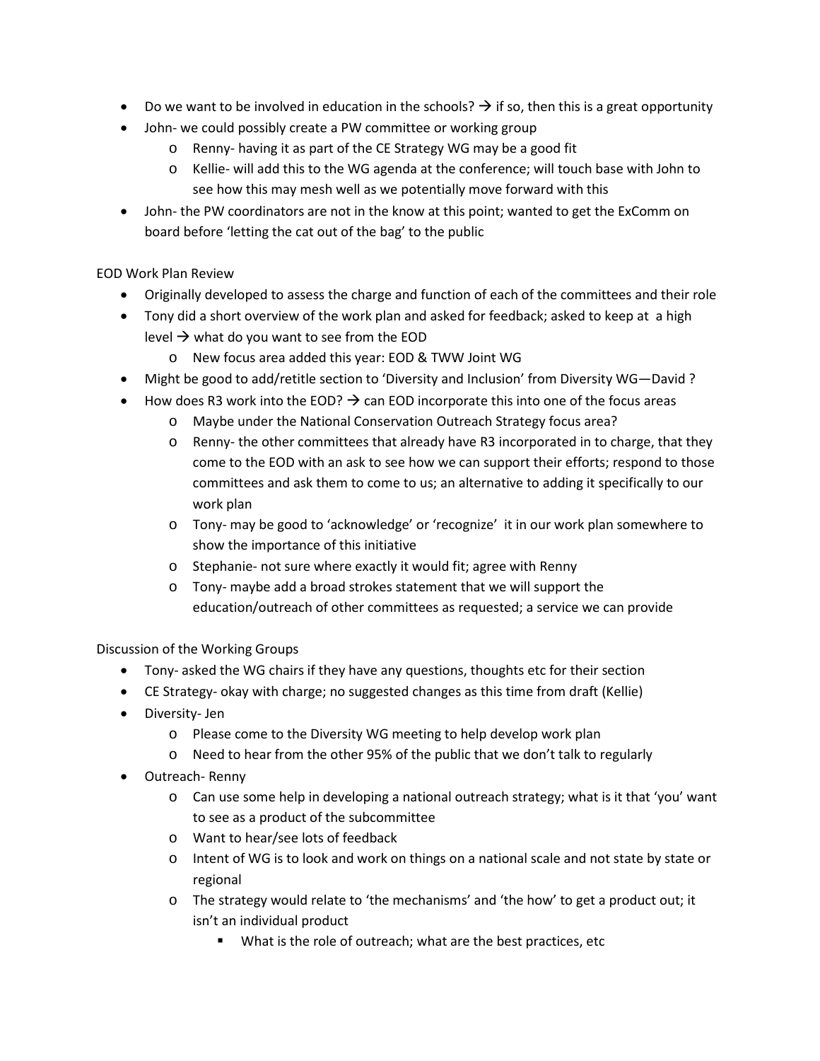- Do we want to be involved in education in the schools? → if so, then this is a great opportunity
- John- we could possibly create a PW committee or working group
  - Renny- having it as part of the CE Strategy WG may be a good fit
  - Kellie- will add this to the WG agenda at the conference; will touch base with John to see how this may mesh well as we potentially move forward with this
- John- the PW coordinators are not in the know at this point; wanted to get the ExComm on board before 'letting the cat out of the bag' to the public

EOD Work Plan Review

- Originally developed to assess the charge and function of each of the committees and their role
- Tony did a short overview of the work plan and asked for feedback; asked to keep at a high level → what do you want to see from the EOD
  - New focus area added this year: EOD & TWW Joint WG
- Might be good to add/retitle section to 'Diversity and Inclusion' from Diversity WG—David ?
- How does R3 work into the EOD? → can EOD incorporate this into one of the focus areas
  - Maybe under the National Conservation Outreach Strategy focus area?
  - Renny- the other committees that already have R3 incorporated in to charge, that they come to the EOD with an ask to see how we can support their efforts; respond to those committees and ask them to come to us; an alternative to adding it specifically to our work plan
  - Tony- may be good to 'acknowledge' or 'recognize' it in our work plan somewhere to show the importance of this initiative
  - Stephanie- not sure where exactly it would fit; agree with Renny
  - Tony- maybe add a broad strokes statement that we will support the education/outreach of other committees as requested; a service we can provide

Discussion of the Working Groups

- Tony- asked the WG chairs if they have any questions, thoughts etc for their section
- CE Strategy- okay with charge; no suggested changes as this time from draft (Kellie)
- Diversity- Jen
  - Please come to the Diversity WG meeting to help develop work plan
  - Need to hear from the other 95% of the public that we don't talk to regularly
- Outreach- Renny
  - Can use some help in developing a national outreach strategy; what is it that 'you' want to see as a product of the subcommittee
  - Want to hear/see lots of feedback
  - Intent of WG is to look and work on things on a national scale and not state by state or regional
  - The strategy would relate to 'the mechanisms' and 'the how' to get a product out; it isn't an individual product
    - What is the role of outreach; what are the best practices, etc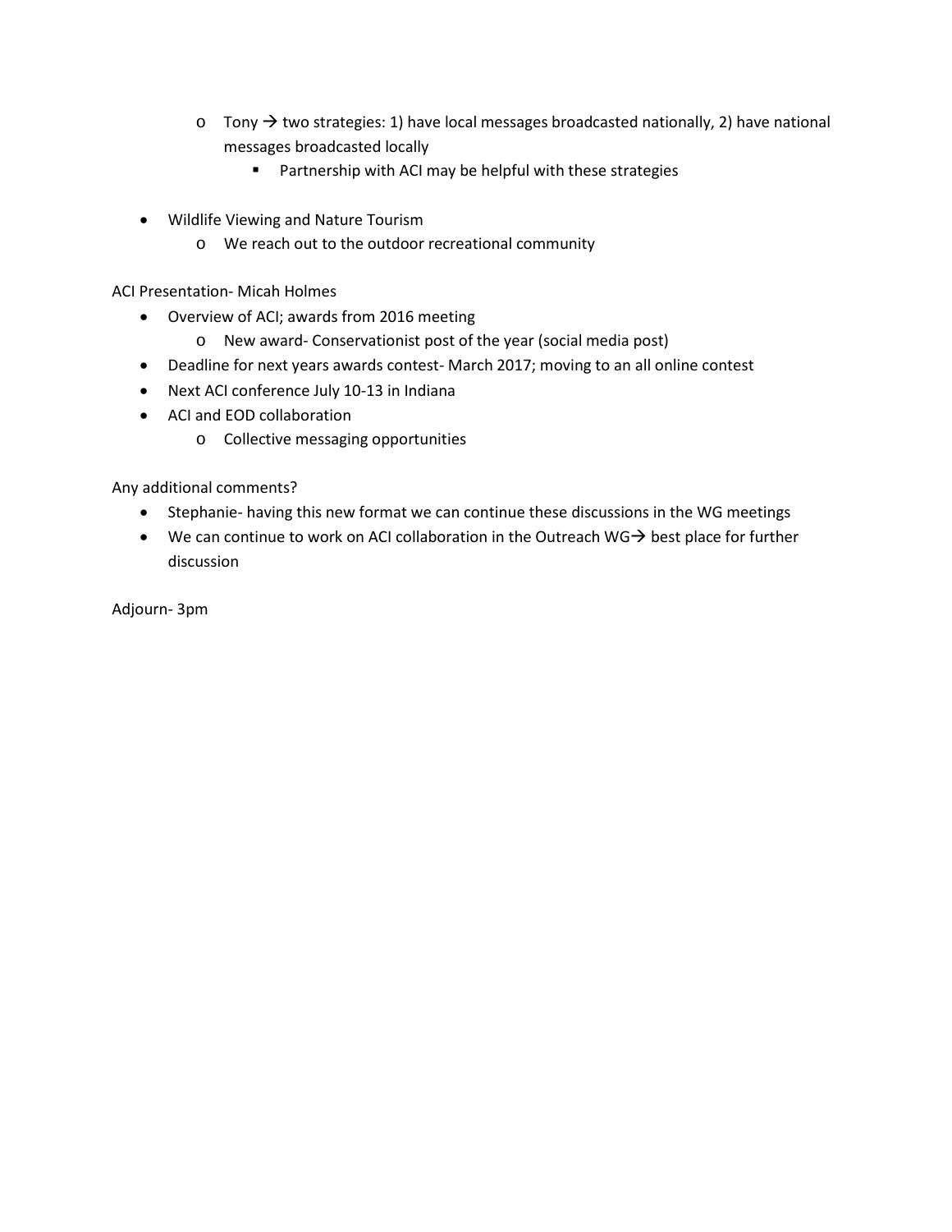- Tony → two strategies: 1) have local messages broadcasted nationally, 2) have national messages broadcasted locally
    - Partnership with ACI may be helpful with these strategies

- Wildlife Viewing and Nature Tourism
  - We reach out to the outdoor recreational community

ACI Presentation- Micah Holmes

- Overview of ACI; awards from 2016 meeting
  - New award- Conservationist post of the year (social media post)
- Deadline for next years awards contest- March 2017; moving to an all online contest
- Next ACI conference July 10-13 in Indiana
- ACI and EOD collaboration
  - Collective messaging opportunities

Any additional comments?

- Stephanie- having this new format we can continue these discussions in the WG meetings
- We can continue to work on ACI collaboration in the Outreach WG→ best place for further discussion

Adjourn- 3pm